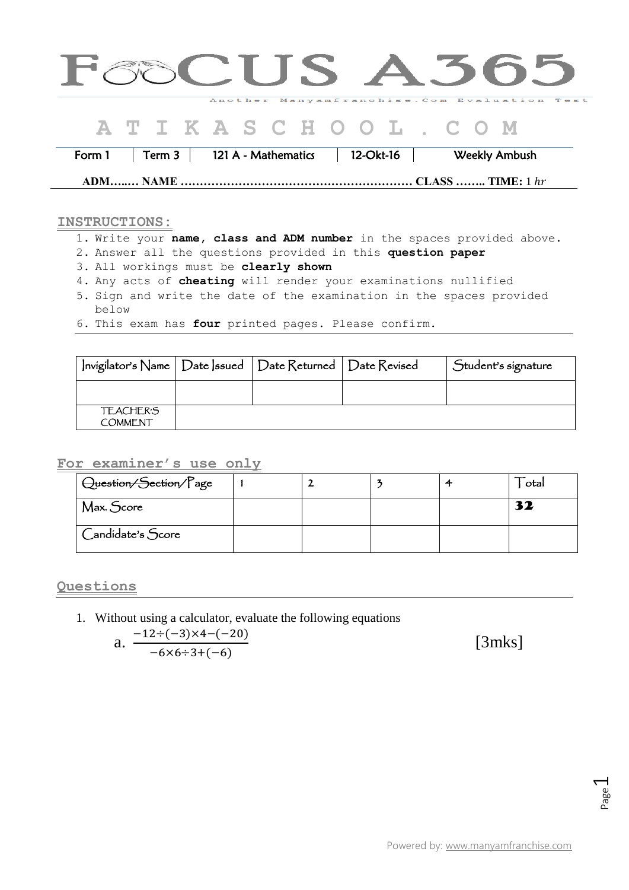# FOCUS A365

Another Manyamfranchise.Com Evaluation Test

## A T I K A S C H O O L . C O M

| Form 1 | Term 3 | 121 A - Mathematics | 12-Okt-16 | Weekly Ambush |
|---|---|---|---|---|

**ADM…..… NAME …………………………………………………… CLASS …….. TIME:** 1 *hr*

### INSTRUCTIONS:

1. Write your **name, class and ADM number** in the spaces provided above.
2. Answer all the questions provided in this **question paper**
3. All workings must be **clearly shown**
4. Any acts of **cheating** will render your examinations nullified
5. Sign and write the date of the examination in the spaces provided below
6. This exam has **four** printed pages. Please confirm.

| Invigilator's Name | Date Issued | Date Returned | Date Revised | Student's signature |
|---|---|---|---|---|
| | | | | |
| TEACHER'S COMMENT | | | | |

### For examiner's use only

| ~~Question/Section/~~Page | 1 | 2 | 3 | 4 | Total |
|---|---|---|---|---|---|
| Max. Score | | | | | **32** |
| Candidate's Score | | | | | |

### Questions

1. Without using a calculator, evaluate the following equations

   a. $\frac{-12\div(-3)\times 4-(-20)}{-6\times 6\div 3+(-6)}$ [3mks]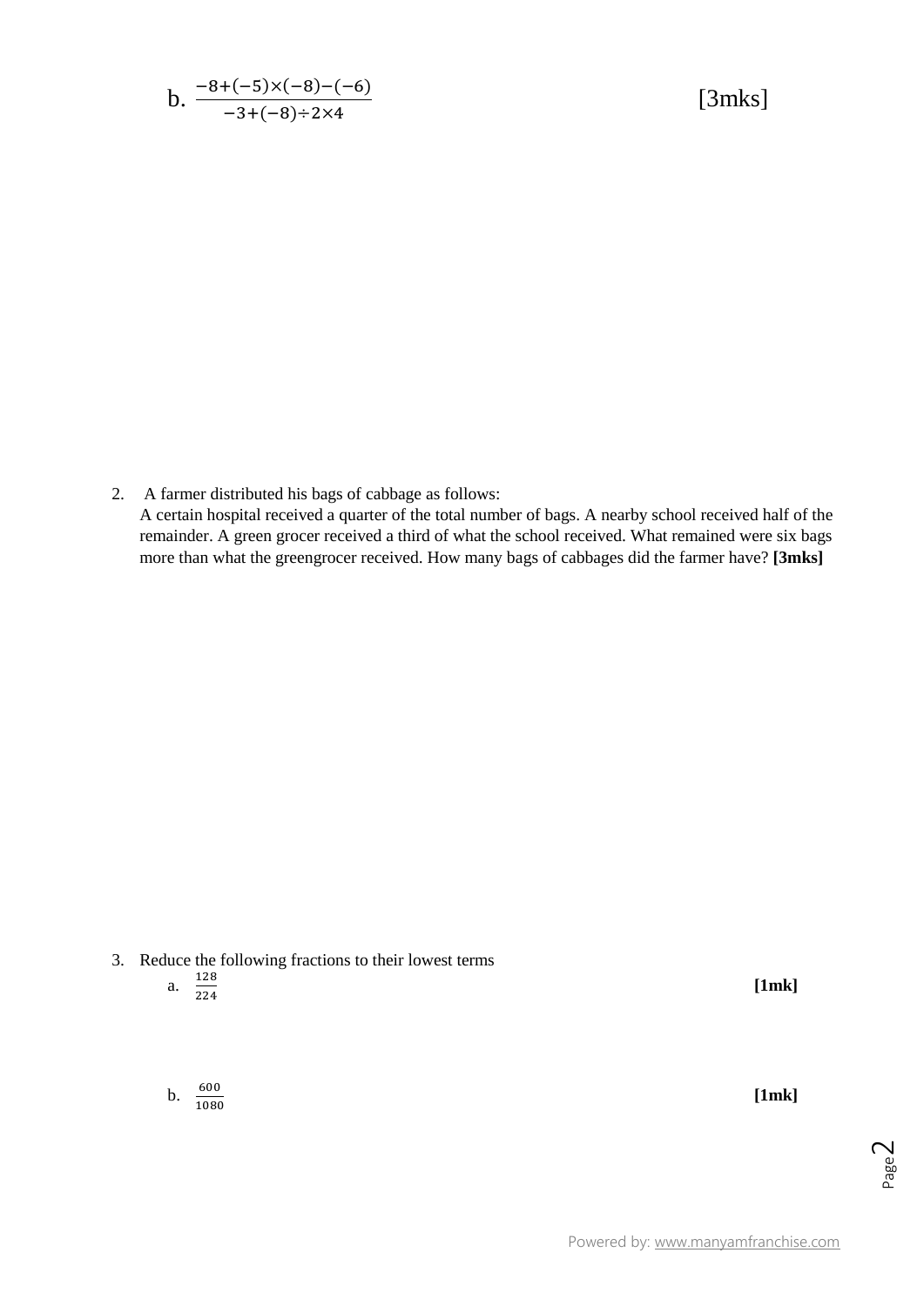b. $\frac{-8+(-5)\times(-8)-(-6)}{-3+(-8)\div 2\times 4}$ [3mks]

2. A farmer distributed his bags of cabbage as follows:
   A certain hospital received a quarter of the total number of bags. A nearby school received half of the remainder. A green grocer received a third of what the school received. What remained were six bags more than what the greengrocer received. How many bags of cabbages did the farmer have? **[3mks]**

3. Reduce the following fractions to their lowest terms

   a. $\frac{128}{224}$ **[1mk]**

   b. $\frac{600}{1080}$ **[1mk]**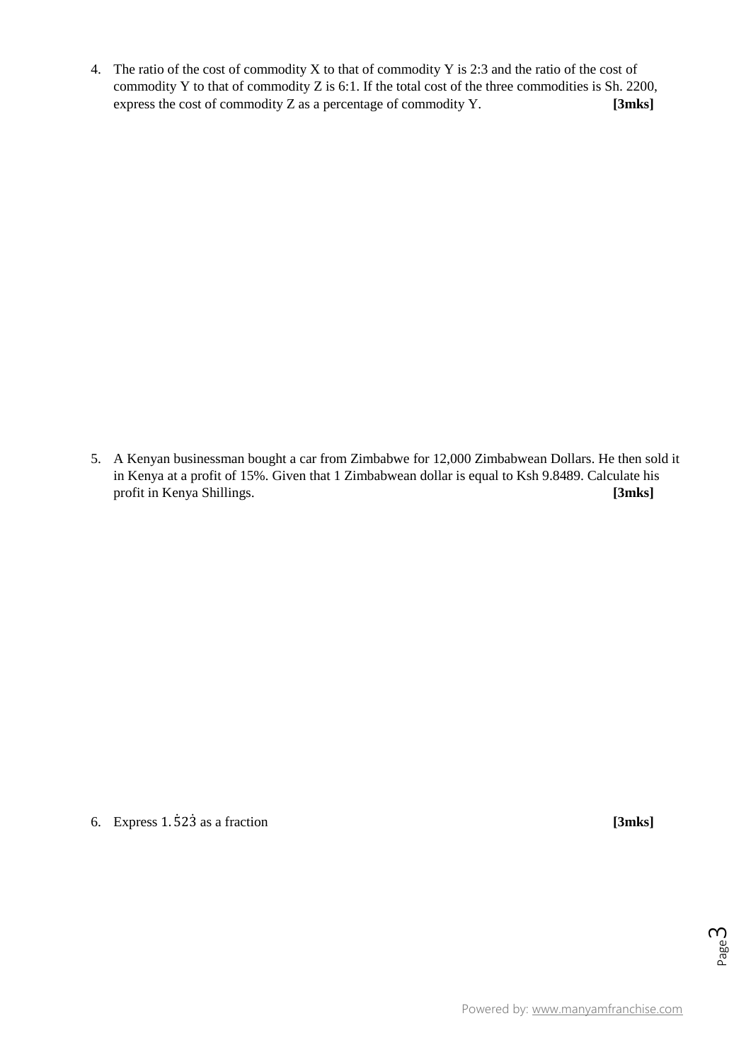4. The ratio of the cost of commodity X to that of commodity Y is 2:3 and the ratio of the cost of commodity Y to that of commodity Z is 6:1. If the total cost of the three commodities is Sh. 2200, express the cost of commodity Z as a percentage of commodity Y. **[3mks]**

5. A Kenyan businessman bought a car from Zimbabwe for 12,000 Zimbabwean Dollars. He then sold it in Kenya at a profit of 15%. Given that 1 Zimbabwean dollar is equal to Ksh 9.8489. Calculate his profit in Kenya Shillings. **[3mks]**

6. Express $1.\dot{5}2\dot{3}$ as a fraction **[3mks]**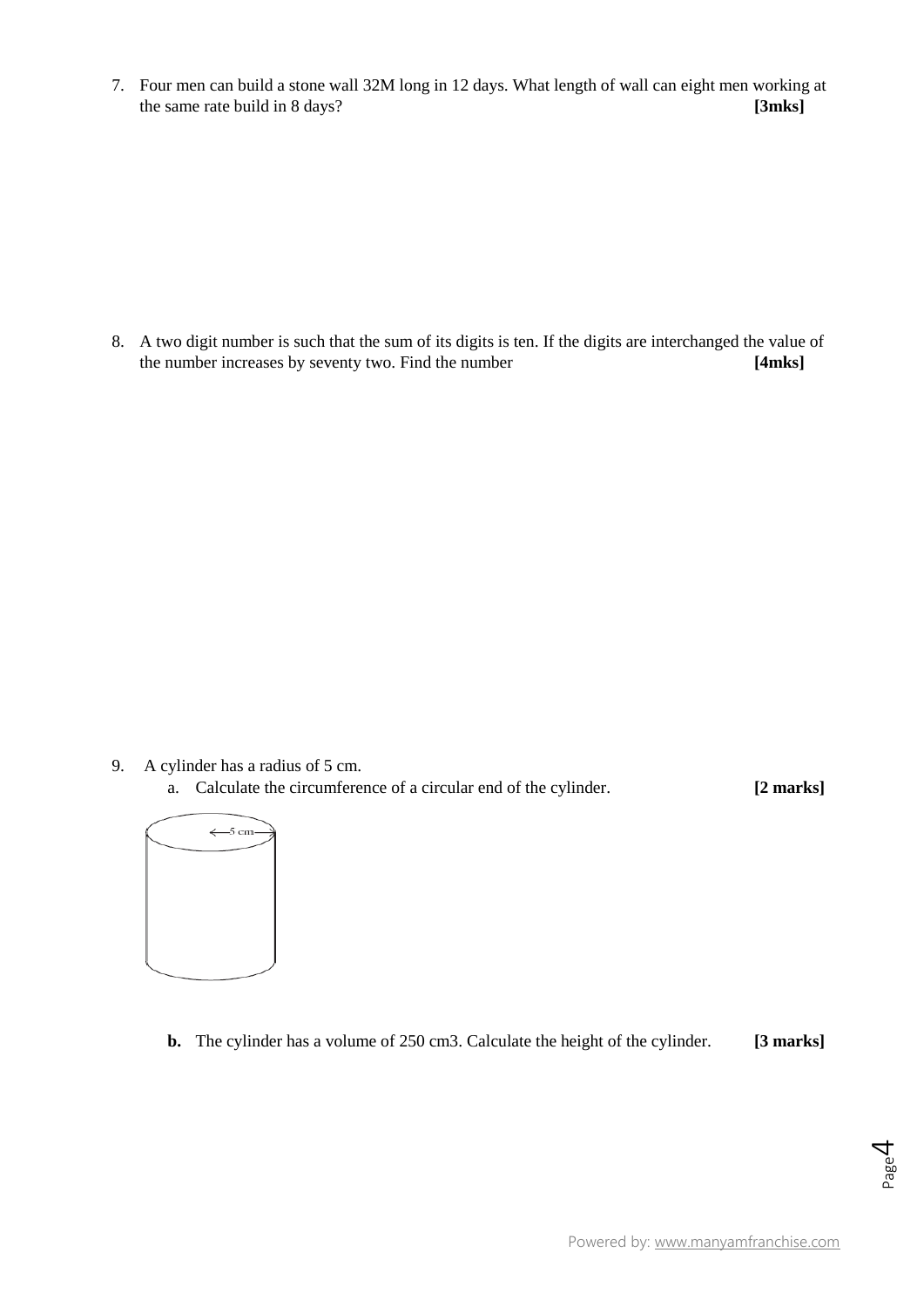7. Four men can build a stone wall 32M long in 12 days. What length of wall can eight men working at the same rate build in 8 days? **[3mks]**

8. A two digit number is such that the sum of its digits is ten. If the digits are interchanged the value of the number increases by seventy two. Find the number **[4mks]**

9. A cylinder has a radius of 5 cm.

   a. Calculate the circumference of a circular end of the cylinder. **[2 marks]**

   5 cm

   **b.** The cylinder has a volume of 250 cm3. Calculate the height of the cylinder. **[3 marks]**

Powered by: www.manyamfranchise.com